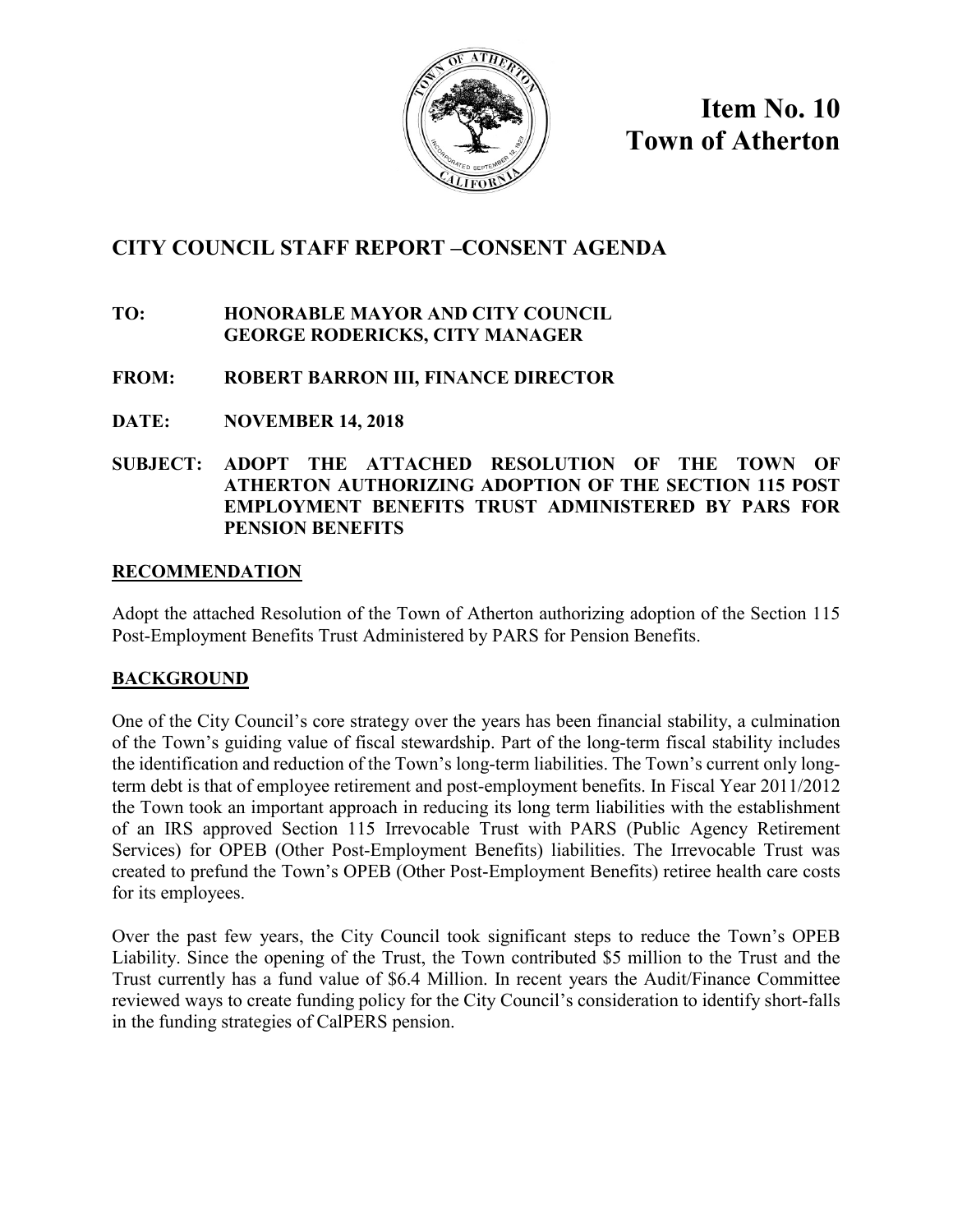# Item No. 10
# Town of Atherton

## CITY COUNCIL STAFF REPORT –CONSENT AGENDA

**TO:** **HONORABLE MAYOR AND CITY COUNCIL**
**GEORGE RODERICKS, CITY MANAGER**

**FROM:** **ROBERT BARRON III, FINANCE DIRECTOR**

**DATE:** **NOVEMBER 14, 2018**

**SUBJECT:** **ADOPT THE ATTACHED RESOLUTION OF THE TOWN OF ATHERTON AUTHORIZING ADOPTION OF THE SECTION 115 POST EMPLOYMENT BENEFITS TRUST ADMINISTERED BY PARS FOR PENSION BENEFITS**

### RECOMMENDATION

Adopt the attached Resolution of the Town of Atherton authorizing adoption of the Section 115 Post-Employment Benefits Trust Administered by PARS for Pension Benefits.

### BACKGROUND

One of the City Council's core strategy over the years has been financial stability, a culmination of the Town's guiding value of fiscal stewardship. Part of the long-term fiscal stability includes the identification and reduction of the Town's long-term liabilities. The Town's current only long-term debt is that of employee retirement and post-employment benefits. In Fiscal Year 2011/2012 the Town took an important approach in reducing its long term liabilities with the establishment of an IRS approved Section 115 Irrevocable Trust with PARS (Public Agency Retirement Services) for OPEB (Other Post-Employment Benefits) liabilities. The Irrevocable Trust was created to prefund the Town's OPEB (Other Post-Employment Benefits) retiree health care costs for its employees.

Over the past few years, the City Council took significant steps to reduce the Town's OPEB Liability. Since the opening of the Trust, the Town contributed $5 million to the Trust and the Trust currently has a fund value of $6.4 Million. In recent years the Audit/Finance Committee reviewed ways to create funding policy for the City Council's consideration to identify short-falls in the funding strategies of CalPERS pension.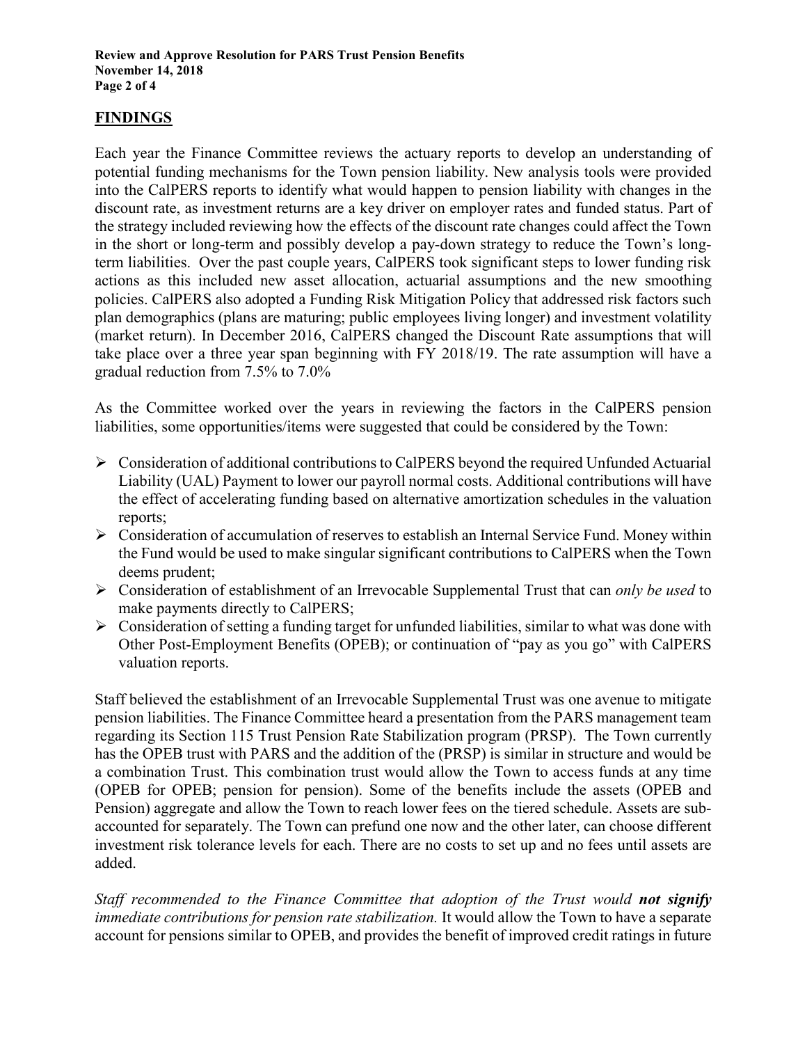## FINDINGS

Each year the Finance Committee reviews the actuary reports to develop an understanding of potential funding mechanisms for the Town pension liability. New analysis tools were provided into the CalPERS reports to identify what would happen to pension liability with changes in the discount rate, as investment returns are a key driver on employer rates and funded status. Part of the strategy included reviewing how the effects of the discount rate changes could affect the Town in the short or long-term and possibly develop a pay-down strategy to reduce the Town's long-term liabilities. Over the past couple years, CalPERS took significant steps to lower funding risk actions as this included new asset allocation, actuarial assumptions and the new smoothing policies. CalPERS also adopted a Funding Risk Mitigation Policy that addressed risk factors such plan demographics (plans are maturing; public employees living longer) and investment volatility (market return). In December 2016, CalPERS changed the Discount Rate assumptions that will take place over a three year span beginning with FY 2018/19. The rate assumption will have a gradual reduction from 7.5% to 7.0%

As the Committee worked over the years in reviewing the factors in the CalPERS pension liabilities, some opportunities/items were suggested that could be considered by the Town:

- Consideration of additional contributions to CalPERS beyond the required Unfunded Actuarial Liability (UAL) Payment to lower our payroll normal costs. Additional contributions will have the effect of accelerating funding based on alternative amortization schedules in the valuation reports;
- Consideration of accumulation of reserves to establish an Internal Service Fund. Money within the Fund would be used to make singular significant contributions to CalPERS when the Town deems prudent;
- Consideration of establishment of an Irrevocable Supplemental Trust that can *only be used* to make payments directly to CalPERS;
- Consideration of setting a funding target for unfunded liabilities, similar to what was done with Other Post-Employment Benefits (OPEB); or continuation of "pay as you go" with CalPERS valuation reports.

Staff believed the establishment of an Irrevocable Supplemental Trust was one avenue to mitigate pension liabilities. The Finance Committee heard a presentation from the PARS management team regarding its Section 115 Trust Pension Rate Stabilization program (PRSP). The Town currently has the OPEB trust with PARS and the addition of the (PRSP) is similar in structure and would be a combination Trust. This combination trust would allow the Town to access funds at any time (OPEB for OPEB; pension for pension). Some of the benefits include the assets (OPEB and Pension) aggregate and allow the Town to reach lower fees on the tiered schedule. Assets are sub-accounted for separately. The Town can prefund one now and the other later, can choose different investment risk tolerance levels for each. There are no costs to set up and no fees until assets are added.

*Staff recommended to the Finance Committee that adoption of the Trust would* ***not signify*** *immediate contributions for pension rate stabilization.* It would allow the Town to have a separate account for pensions similar to OPEB, and provides the benefit of improved credit ratings in future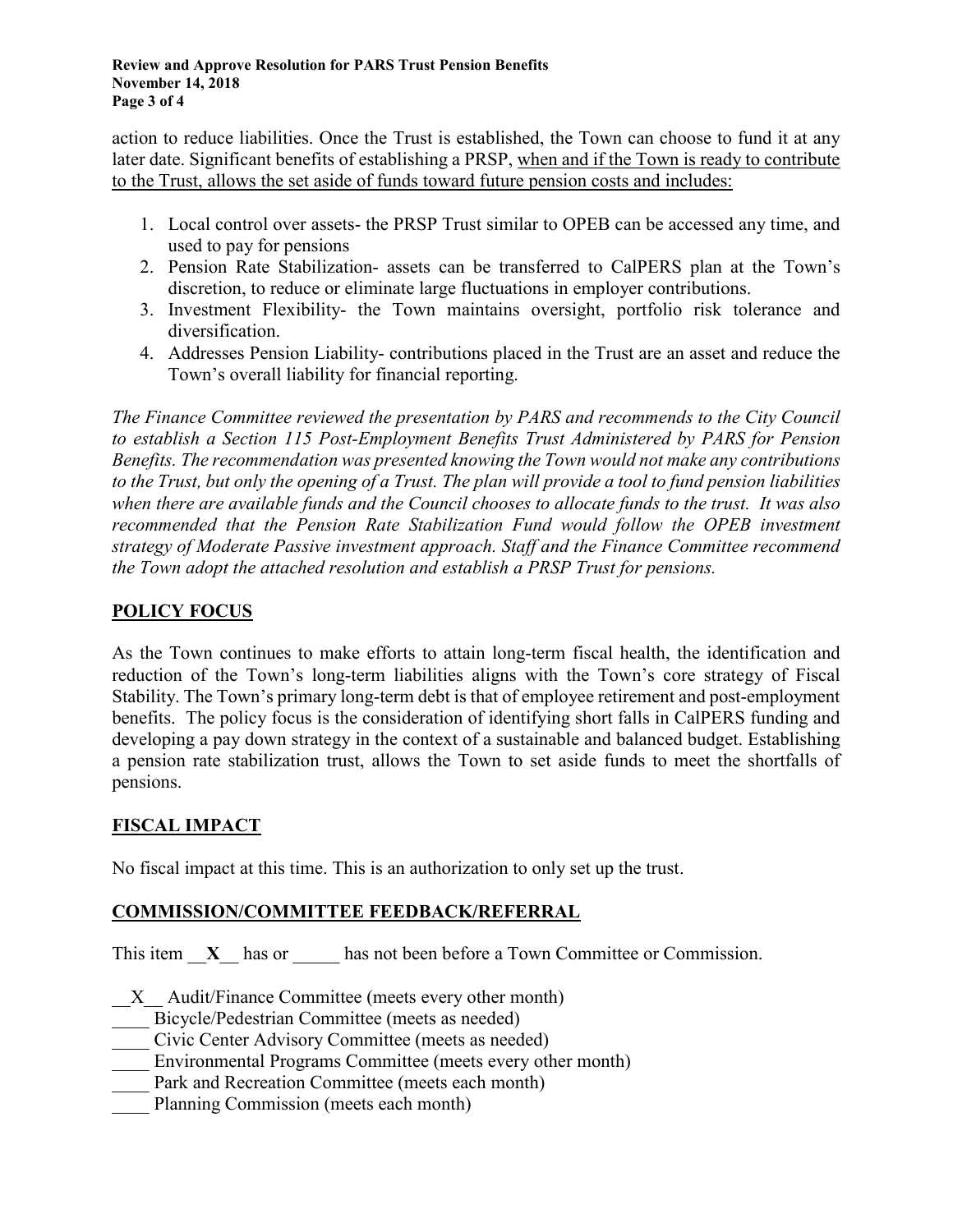action to reduce liabilities. Once the Trust is established, the Town can choose to fund it at any later date. Significant benefits of establishing a PRSP, <u>when and if the Town is ready to contribute to the Trust, allows the set aside of funds toward future pension costs and includes:</u>

1. Local control over assets- the PRSP Trust similar to OPEB can be accessed any time, and used to pay for pensions
2. Pension Rate Stabilization- assets can be transferred to CalPERS plan at the Town's discretion, to reduce or eliminate large fluctuations in employer contributions.
3. Investment Flexibility- the Town maintains oversight, portfolio risk tolerance and diversification.
4. Addresses Pension Liability- contributions placed in the Trust are an asset and reduce the Town's overall liability for financial reporting.

*The Finance Committee reviewed the presentation by PARS and recommends to the City Council to establish a Section 115 Post-Employment Benefits Trust Administered by PARS for Pension Benefits. The recommendation was presented knowing the Town would not make any contributions to the Trust, but only the opening of a Trust. The plan will provide a tool to fund pension liabilities when there are available funds and the Council chooses to allocate funds to the trust. It was also recommended that the Pension Rate Stabilization Fund would follow the OPEB investment strategy of Moderate Passive investment approach. Staff and the Finance Committee recommend the Town adopt the attached resolution and establish a PRSP Trust for pensions.*

## POLICY FOCUS

As the Town continues to make efforts to attain long-term fiscal health, the identification and reduction of the Town's long-term liabilities aligns with the Town's core strategy of Fiscal Stability. The Town's primary long-term debt is that of employee retirement and post-employment benefits. The policy focus is the consideration of identifying short falls in CalPERS funding and developing a pay down strategy in the context of a sustainable and balanced budget. Establishing a pension rate stabilization trust, allows the Town to set aside funds to meet the shortfalls of pensions.

## FISCAL IMPACT

No fiscal impact at this time. This is an authorization to only set up the trust.

## COMMISSION/COMMITTEE FEEDBACK/REFERRAL

This item __**X**__ has or _____ has not been before a Town Committee or Commission.

__X__ Audit/Finance Committee (meets every other month)
____ Bicycle/Pedestrian Committee (meets as needed)
____ Civic Center Advisory Committee (meets as needed)
____ Environmental Programs Committee (meets every other month)
____ Park and Recreation Committee (meets each month)
____ Planning Commission (meets each month)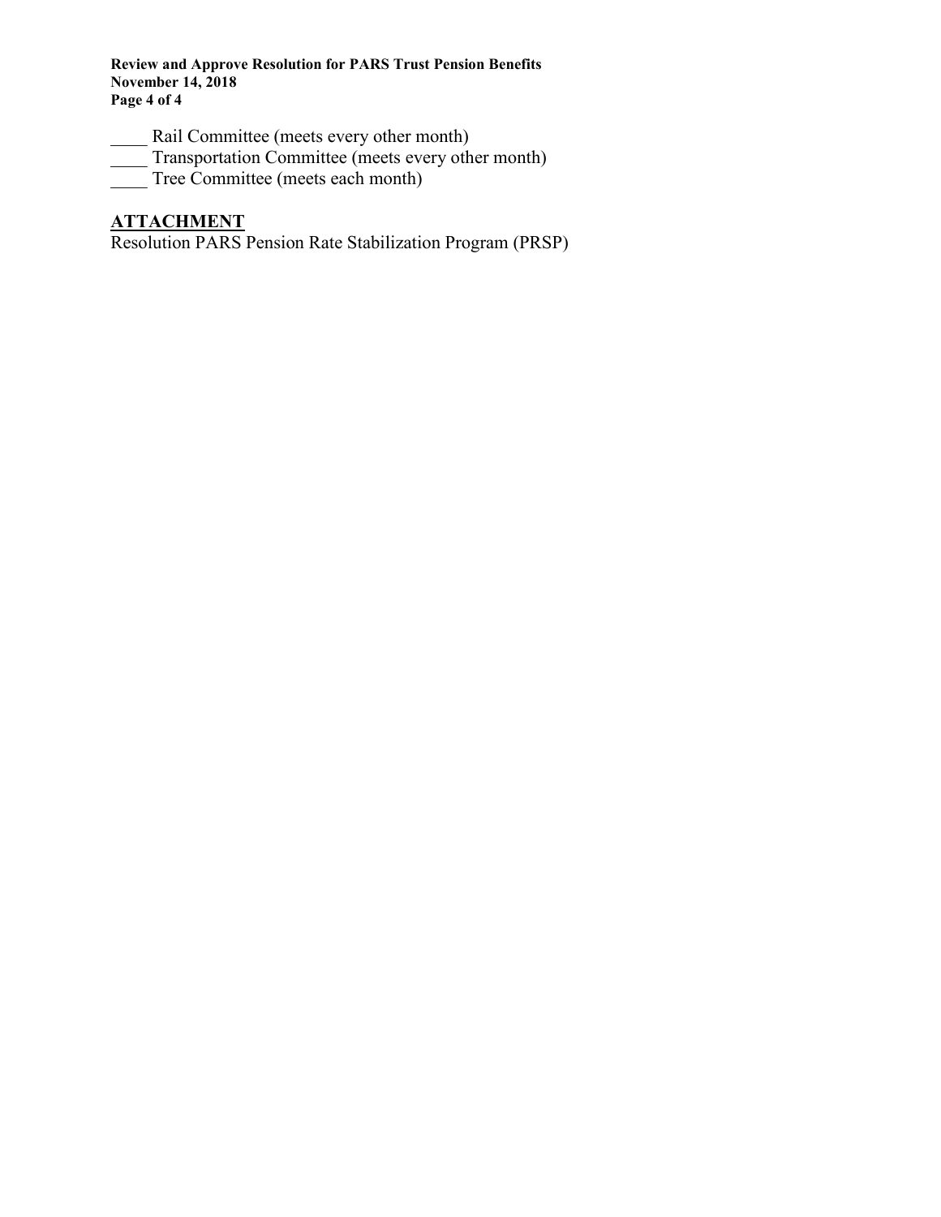____ Rail Committee (meets every other month)
____ Transportation Committee (meets every other month)
____ Tree Committee (meets each month)

## **ATTACHMENT**

Resolution PARS Pension Rate Stabilization Program (PRSP)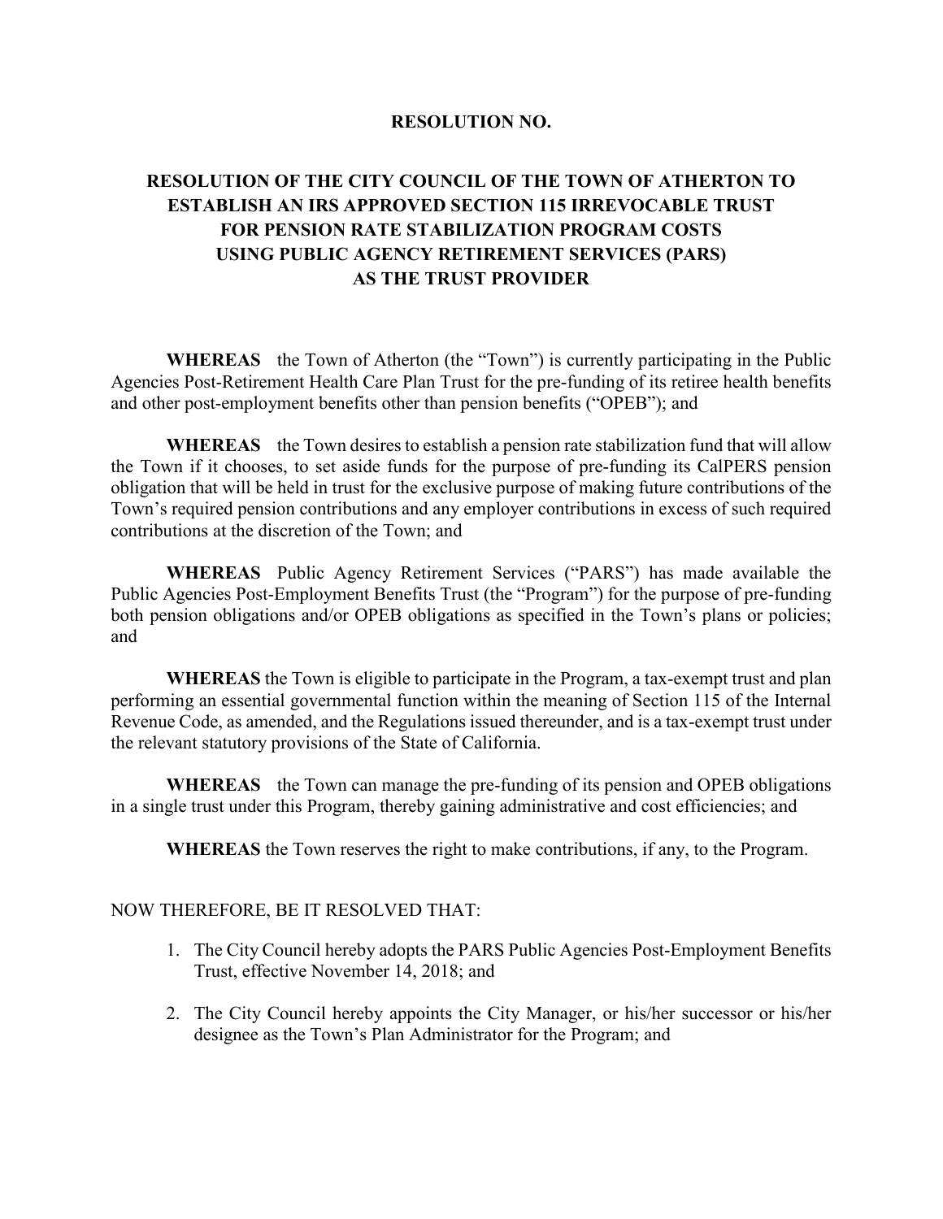**RESOLUTION NO.**

**RESOLUTION OF THE CITY COUNCIL OF THE TOWN OF ATHERTON TO ESTABLISH AN IRS APPROVED SECTION 115 IRREVOCABLE TRUST FOR PENSION RATE STABILIZATION PROGRAM COSTS USING PUBLIC AGENCY RETIREMENT SERVICES (PARS) AS THE TRUST PROVIDER**

**WHEREAS** the Town of Atherton (the "Town") is currently participating in the Public Agencies Post-Retirement Health Care Plan Trust for the pre-funding of its retiree health benefits and other post-employment benefits other than pension benefits ("OPEB"); and

**WHEREAS** the Town desires to establish a pension rate stabilization fund that will allow the Town if it chooses, to set aside funds for the purpose of pre-funding its CalPERS pension obligation that will be held in trust for the exclusive purpose of making future contributions of the Town's required pension contributions and any employer contributions in excess of such required contributions at the discretion of the Town; and

**WHEREAS** Public Agency Retirement Services ("PARS") has made available the Public Agencies Post-Employment Benefits Trust (the "Program") for the purpose of pre-funding both pension obligations and/or OPEB obligations as specified in the Town's plans or policies; and

**WHEREAS** the Town is eligible to participate in the Program, a tax-exempt trust and plan performing an essential governmental function within the meaning of Section 115 of the Internal Revenue Code, as amended, and the Regulations issued thereunder, and is a tax-exempt trust under the relevant statutory provisions of the State of California.

**WHEREAS** the Town can manage the pre-funding of its pension and OPEB obligations in a single trust under this Program, thereby gaining administrative and cost efficiencies; and

**WHEREAS** the Town reserves the right to make contributions, if any, to the Program.

NOW THEREFORE, BE IT RESOLVED THAT:

1. The City Council hereby adopts the PARS Public Agencies Post-Employment Benefits Trust, effective November 14, 2018; and

2. The City Council hereby appoints the City Manager, or his/her successor or his/her designee as the Town's Plan Administrator for the Program; and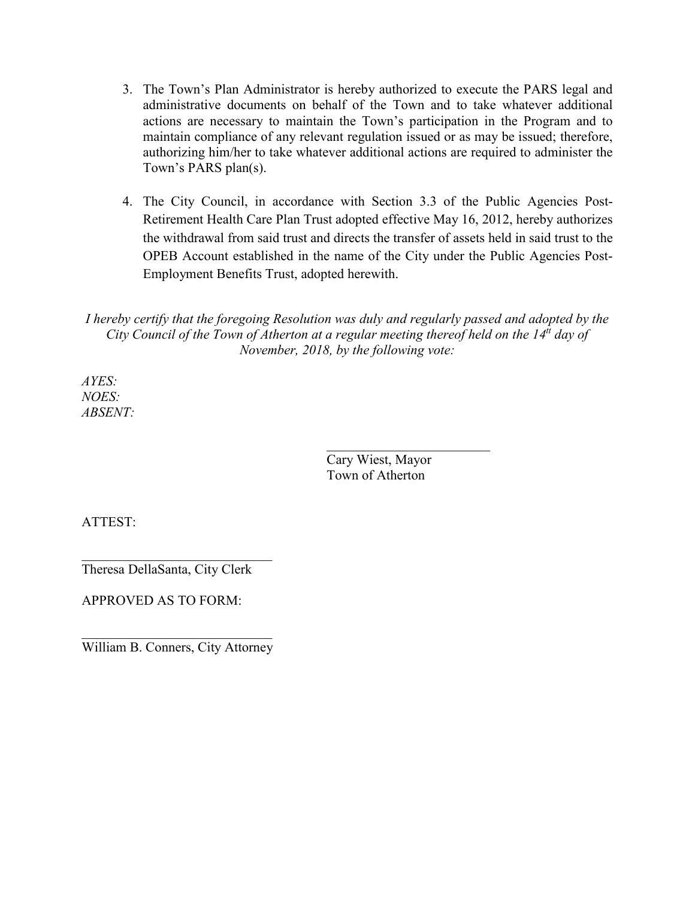3. The Town's Plan Administrator is hereby authorized to execute the PARS legal and administrative documents on behalf of the Town and to take whatever additional actions are necessary to maintain the Town's participation in the Program and to maintain compliance of any relevant regulation issued or as may be issued; therefore, authorizing him/her to take whatever additional actions are required to administer the Town's PARS plan(s).

4. The City Council, in accordance with Section 3.3 of the Public Agencies Post-Retirement Health Care Plan Trust adopted effective May 16, 2012, hereby authorizes the withdrawal from said trust and directs the transfer of assets held in said trust to the OPEB Account established in the name of the City under the Public Agencies Post-Employment Benefits Trust, adopted herewith.

*I hereby certify that the foregoing Resolution was duly and regularly passed and adopted by the City Council of the Town of Atherton at a regular meeting thereof held on the 14tt day of November, 2018, by the following vote:*

*AYES:*
*NOES:*
*ABSENT:*

\_\_\_\_\_\_\_\_\_\_\_\_\_\_\_\_\_\_\_\_\_\_\_\_\_
Cary Wiest, Mayor
Town of Atherton

ATTEST:

\_\_\_\_\_\_\_\_\_\_\_\_\_\_\_\_\_\_\_\_\_\_\_\_\_\_\_\_\_\_
Theresa DellaSanta, City Clerk

APPROVED AS TO FORM:

\_\_\_\_\_\_\_\_\_\_\_\_\_\_\_\_\_\_\_\_\_\_\_\_\_\_\_\_\_\_
William B. Conners, City Attorney